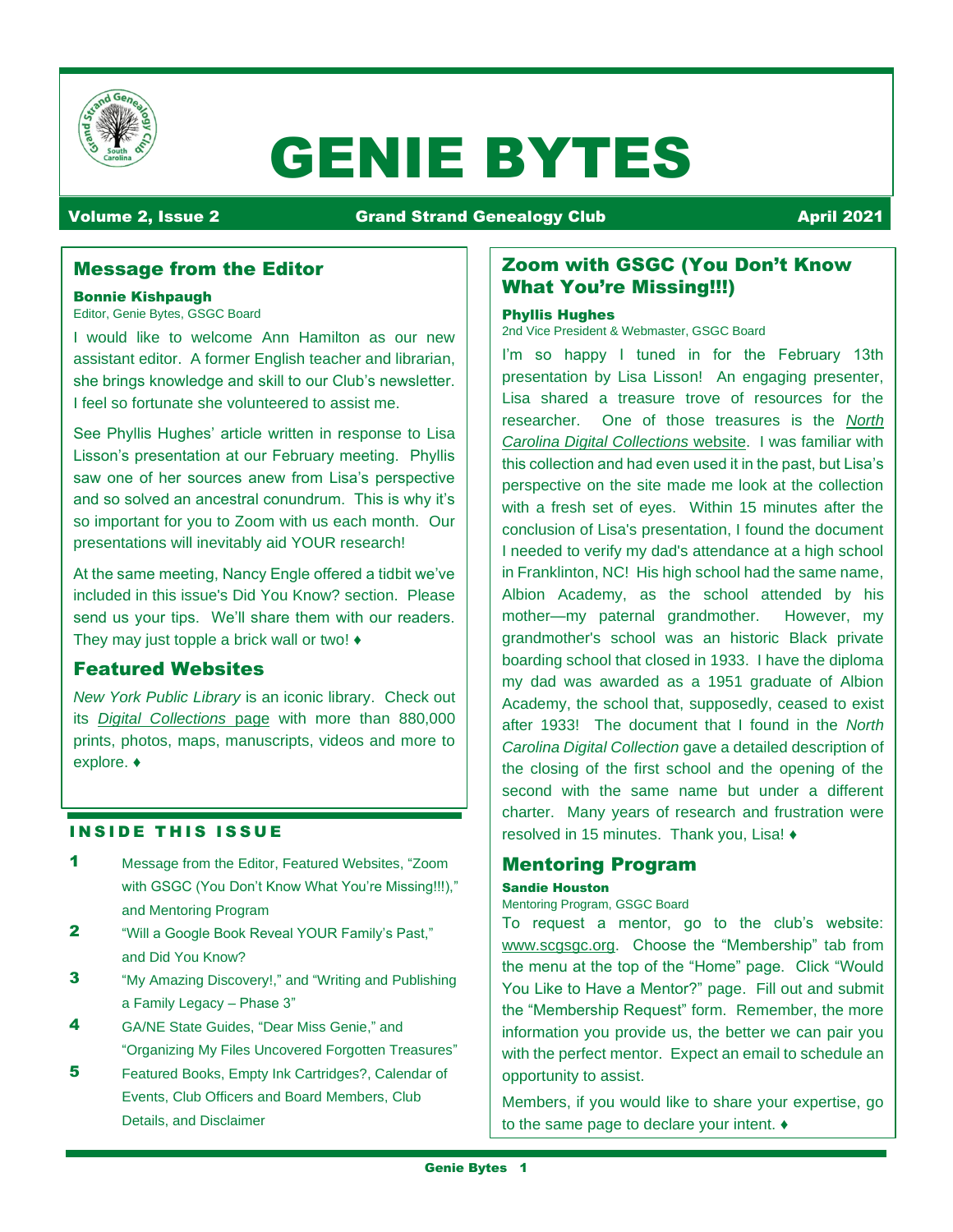# GENIE BYTES

**Volume 2, Issue 2** **Grand Strand Genealogy Club** **April 2021**

## Message from the Editor

**Bonnie Kishpaugh**
Editor, Genie Bytes, GSGC Board

I would like to welcome Ann Hamilton as our new assistant editor. A former English teacher and librarian, she brings knowledge and skill to our Club's newsletter. I feel so fortunate she volunteered to assist me.

See Phyllis Hughes' article written in response to Lisa Lisson's presentation at our February meeting. Phyllis saw one of her sources anew from Lisa's perspective and so solved an ancestral conundrum. This is why it's so important for you to Zoom with us each month. Our presentations will inevitably aid YOUR research!

At the same meeting, Nancy Engle offered a tidbit we've included in this issue's Did You Know? section. Please send us your tips. We'll share them with our readers. They may just topple a brick wall or two! ♦

## Featured Websites

*New York Public Library* is an iconic library. Check out its *Digital Collections* page with more than 880,000 prints, photos, maps, manuscripts, videos and more to explore. ♦

## INSIDE THIS ISSUE

1. Message from the Editor, Featured Websites, "Zoom with GSGC (You Don't Know What You're Missing!!!)," and Mentoring Program
2. "Will a Google Book Reveal YOUR Family's Past," and Did You Know?
3. "My Amazing Discovery!," and "Writing and Publishing a Family Legacy – Phase 3"
4. GA/NE State Guides, "Dear Miss Genie," and "Organizing My Files Uncovered Forgotten Treasures"
5. Featured Books, Empty Ink Cartridges?, Calendar of Events, Club Officers and Board Members, Club Details, and Disclaimer

## Zoom with GSGC (You Don't Know What You're Missing!!!)

**Phyllis Hughes**
2nd Vice President & Webmaster, GSGC Board

I'm so happy I tuned in for the February 13th presentation by Lisa Lisson! An engaging presenter, Lisa shared a treasure trove of resources for the researcher. One of those treasures is the *North Carolina Digital Collections* website. I was familiar with this collection and had even used it in the past, but Lisa's perspective on the site made me look at the collection with a fresh set of eyes. Within 15 minutes after the conclusion of Lisa's presentation, I found the document I needed to verify my dad's attendance at a high school in Franklinton, NC! His high school had the same name, Albion Academy, as the school attended by his mother—my paternal grandmother. However, my grandmother's school was an historic Black private boarding school that closed in 1933. I have the diploma my dad was awarded as a 1951 graduate of Albion Academy, the school that, supposedly, ceased to exist after 1933! The document that I found in the *North Carolina Digital Collection* gave a detailed description of the closing of the first school and the opening of the second with the same name but under a different charter. Many years of research and frustration were resolved in 15 minutes. Thank you, Lisa! ♦

## Mentoring Program

**Sandie Houston**
Mentoring Program, GSGC Board

To request a mentor, go to the club's website: www.scgsgc.org. Choose the "Membership" tab from the menu at the top of the "Home" page. Click "Would You Like to Have a Mentor?" page. Fill out and submit the "Membership Request" form. Remember, the more information you provide us, the better we can pair you with the perfect mentor. Expect an email to schedule an opportunity to assist.

Members, if you would like to share your expertise, go to the same page to declare your intent. ♦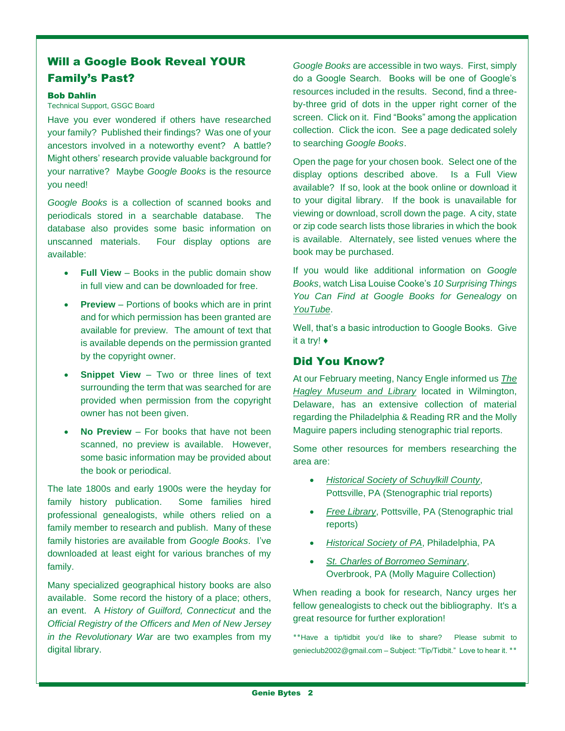## Will a Google Book Reveal YOUR Family's Past?

**Bob Dahlin**
Technical Support, GSGC Board

Have you ever wondered if others have researched your family? Published their findings? Was one of your ancestors involved in a noteworthy event? A battle? Might others' research provide valuable background for your narrative? Maybe *Google Books* is the resource you need!

*Google Books* is a collection of scanned books and periodicals stored in a searchable database. The database also provides some basic information on unscanned materials. Four display options are available:

- **Full View** – Books in the public domain show in full view and can be downloaded for free.
- **Preview** – Portions of books which are in print and for which permission has been granted are available for preview. The amount of text that is available depends on the permission granted by the copyright owner.
- **Snippet View** – Two or three lines of text surrounding the term that was searched for are provided when permission from the copyright owner has not been given.
- **No Preview** – For books that have not been scanned, no preview is available. However, some basic information may be provided about the book or periodical.

The late 1800s and early 1900s were the heyday for family history publication. Some families hired professional genealogists, while others relied on a family member to research and publish. Many of these family histories are available from *Google Books*. I've downloaded at least eight for various branches of my family.

Many specialized geographical history books are also available. Some record the history of a place; others, an event. A *History of Guilford, Connecticut* and the *Official Registry of the Officers and Men of New Jersey in the Revolutionary War* are two examples from my digital library.

*Google Books* are accessible in two ways. First, simply do a Google Search. Books will be one of Google's resources included in the results. Second, find a three-by-three grid of dots in the upper right corner of the screen. Click on it. Find "Books" among the application collection. Click the icon. See a page dedicated solely to searching *Google Books*.

Open the page for your chosen book. Select one of the display options described above. Is a Full View available? If so, look at the book online or download it to your digital library. If the book is unavailable for viewing or download, scroll down the page. A city, state or zip code search lists those libraries in which the book is available. Alternately, see listed venues where the book may be purchased.

If you would like additional information on *Google Books*, watch Lisa Louise Cooke's *10 Surprising Things You Can Find at Google Books for Genealogy* on *YouTube*.

Well, that's a basic introduction to Google Books. Give it a try! ♦

## Did You Know?

At our February meeting, Nancy Engle informed us *The Hagley Museum and Library* located in Wilmington, Delaware, has an extensive collection of material regarding the Philadelphia & Reading RR and the Molly Maguire papers including stenographic trial reports.

Some other resources for members researching the area are:

- *Historical Society of Schuylkill County*, Pottsville, PA (Stenographic trial reports)
- *Free Library*, Pottsville, PA (Stenographic trial reports)
- *Historical Society of PA*, Philadelphia, PA
- *St. Charles of Borromeo Seminary*, Overbrook, PA (Molly Maguire Collection)

When reading a book for research, Nancy urges her fellow genealogists to check out the bibliography. It's a great resource for further exploration!

**Have a tip/tidbit you'd like to share? Please submit to genieclub2002@gmail.com – Subject: "Tip/Tidbit." Love to hear it. **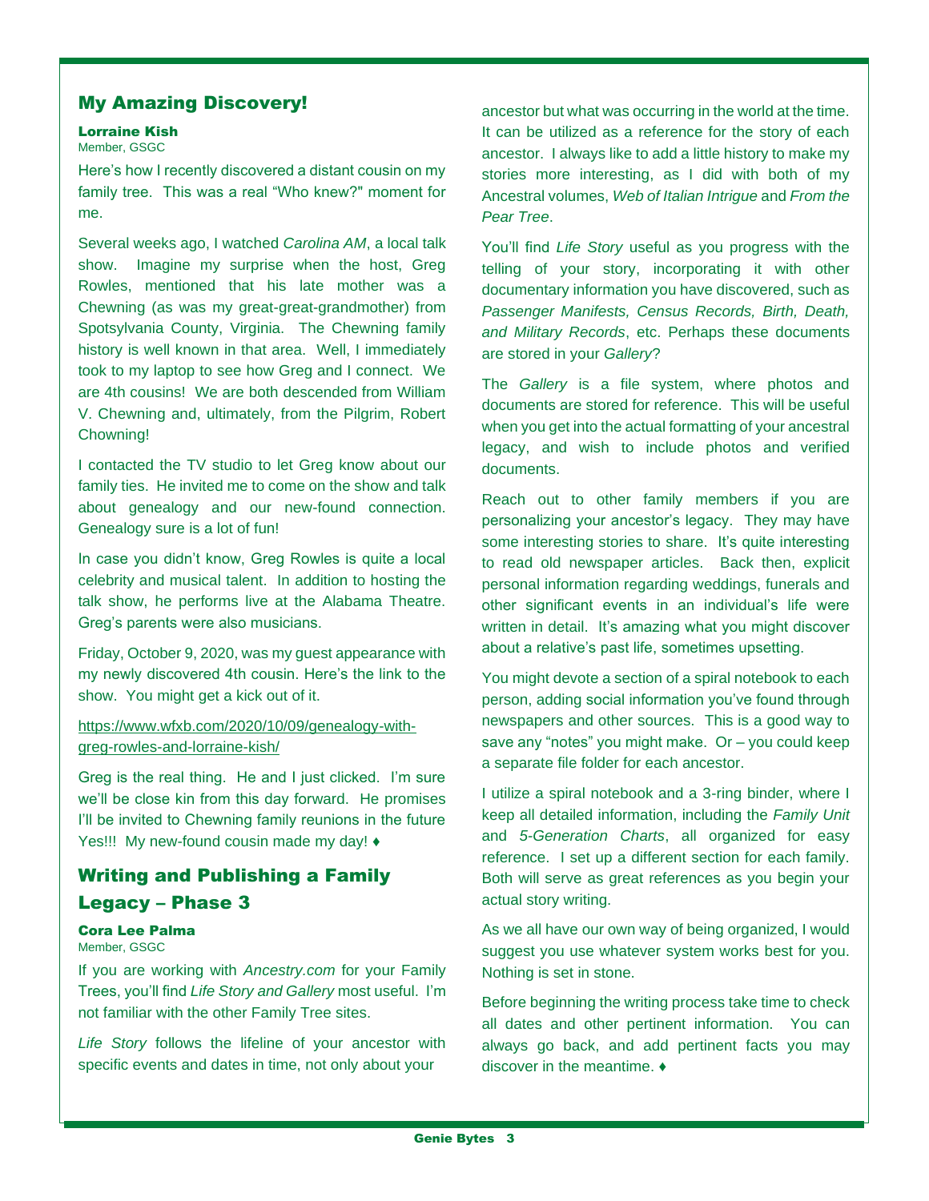## My Amazing Discovery!

**Lorraine Kish**
Member, GSGC

Here's how I recently discovered a distant cousin on my family tree. This was a real "Who knew?" moment for me.

Several weeks ago, I watched *Carolina AM*, a local talk show. Imagine my surprise when the host, Greg Rowles, mentioned that his late mother was a Chewning (as was my great-great-grandmother) from Spotsylvania County, Virginia. The Chewning family history is well known in that area. Well, I immediately took to my laptop to see how Greg and I connect. We are 4th cousins! We are both descended from William V. Chewning and, ultimately, from the Pilgrim, Robert Chowning!

I contacted the TV studio to let Greg know about our family ties. He invited me to come on the show and talk about genealogy and our new-found connection. Genealogy sure is a lot of fun!

In case you didn't know, Greg Rowles is quite a local celebrity and musical talent. In addition to hosting the talk show, he performs live at the Alabama Theatre. Greg's parents were also musicians.

Friday, October 9, 2020, was my guest appearance with my newly discovered 4th cousin. Here's the link to the show. You might get a kick out of it.

https://www.wfxb.com/2020/10/09/genealogy-with-greg-rowles-and-lorraine-kish/

Greg is the real thing. He and I just clicked. I'm sure we'll be close kin from this day forward. He promises I'll be invited to Chewning family reunions in the future Yes!!! My new-found cousin made my day! ♦

## Writing and Publishing a Family Legacy – Phase 3

**Cora Lee Palma**
Member, GSGC

If you are working with *Ancestry.com* for your Family Trees, you'll find *Life Story and Gallery* most useful. I'm not familiar with the other Family Tree sites.

*Life Story* follows the lifeline of your ancestor with specific events and dates in time, not only about your ancestor but what was occurring in the world at the time. It can be utilized as a reference for the story of each ancestor. I always like to add a little history to make my stories more interesting, as I did with both of my Ancestral volumes, *Web of Italian Intrigue* and *From the Pear Tree*.

You'll find *Life Story* useful as you progress with the telling of your story, incorporating it with other documentary information you have discovered, such as *Passenger Manifests, Census Records, Birth, Death, and Military Records*, etc. Perhaps these documents are stored in your *Gallery*?

The *Gallery* is a file system, where photos and documents are stored for reference. This will be useful when you get into the actual formatting of your ancestral legacy, and wish to include photos and verified documents.

Reach out to other family members if you are personalizing your ancestor's legacy. They may have some interesting stories to share. It's quite interesting to read old newspaper articles. Back then, explicit personal information regarding weddings, funerals and other significant events in an individual's life were written in detail. It's amazing what you might discover about a relative's past life, sometimes upsetting.

You might devote a section of a spiral notebook to each person, adding social information you've found through newspapers and other sources. This is a good way to save any "notes" you might make. Or – you could keep a separate file folder for each ancestor.

I utilize a spiral notebook and a 3-ring binder, where I keep all detailed information, including the *Family Unit* and *5-Generation Charts*, all organized for easy reference. I set up a different section for each family. Both will serve as great references as you begin your actual story writing.

As we all have our own way of being organized, I would suggest you use whatever system works best for you. Nothing is set in stone.

Before beginning the writing process take time to check all dates and other pertinent information. You can always go back, and add pertinent facts you may discover in the meantime. ♦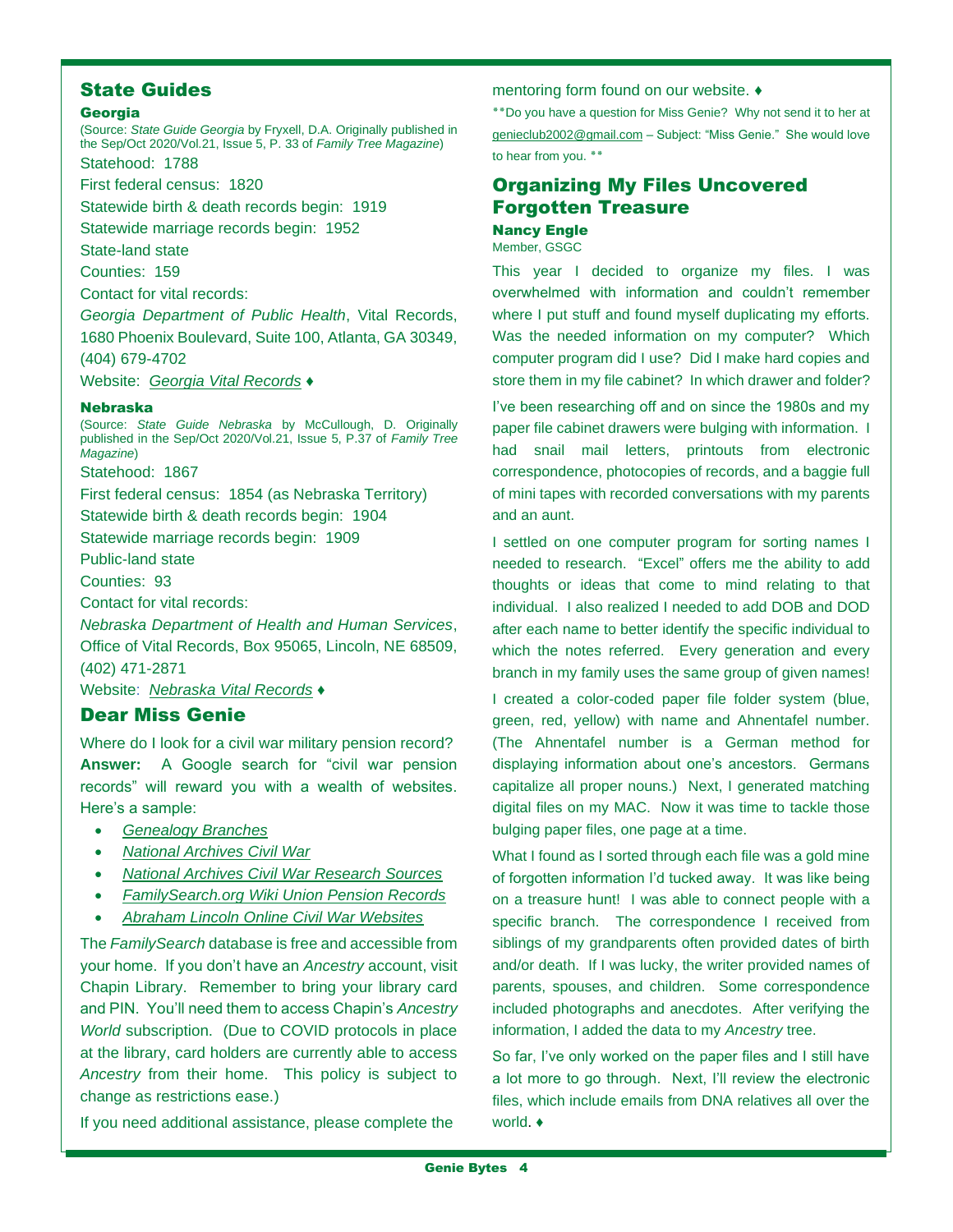## State Guides

### Georgia

(Source: *State Guide Georgia* by Fryxell, D.A. Originally published in the Sep/Oct 2020/Vol.21, Issue 5, P. 33 of *Family Tree Magazine*)

Statehood: 1788

First federal census: 1820

Statewide birth & death records begin: 1919

Statewide marriage records begin: 1952

State-land state

Counties: 159

Contact for vital records:

*Georgia Department of Public Health*, Vital Records, 1680 Phoenix Boulevard, Suite 100, Atlanta, GA 30349, (404) 679-4702

Website: *Georgia Vital Records* ♦

### Nebraska

(Source: *State Guide Nebraska* by McCullough, D. Originally published in the Sep/Oct 2020/Vol.21, Issue 5, P.37 of *Family Tree Magazine*)

Statehood: 1867

First federal census: 1854 (as Nebraska Territory)

Statewide birth & death records begin: 1904

Statewide marriage records begin: 1909

Public-land state

Counties: 93

Contact for vital records:

*Nebraska Department of Health and Human Services*, Office of Vital Records, Box 95065, Lincoln, NE 68509, (402) 471-2871

Website: *Nebraska Vital Records* ♦

## Dear Miss Genie

Where do I look for a civil war military pension record? **Answer:** A Google search for "civil war pension records" will reward you with a wealth of websites. Here's a sample:

- *Genealogy Branches*
- *National Archives Civil War*
- *National Archives Civil War Research Sources*
- *FamilySearch.org Wiki Union Pension Records*
- *Abraham Lincoln Online Civil War Websites*

The *FamilySearch* database is free and accessible from your home. If you don't have an *Ancestry* account, visit Chapin Library. Remember to bring your library card and PIN. You'll need them to access Chapin's *Ancestry World* subscription. (Due to COVID protocols in place at the library, card holders are currently able to access *Ancestry* from their home. This policy is subject to change as restrictions ease.)

If you need additional assistance, please complete the mentoring form found on our website. ♦

\*\*Do you have a question for Miss Genie? Why not send it to her at genieclub2002@gmail.com – Subject: "Miss Genie." She would love to hear from you. \*\*

## Organizing My Files Uncovered Forgotten Treasure

**Nancy Engle**
Member, GSGC

This year I decided to organize my files. I was overwhelmed with information and couldn't remember where I put stuff and found myself duplicating my efforts. Was the needed information on my computer? Which computer program did I use? Did I make hard copies and store them in my file cabinet? In which drawer and folder?

I've been researching off and on since the 1980s and my paper file cabinet drawers were bulging with information. I had snail mail letters, printouts from electronic correspondence, photocopies of records, and a baggie full of mini tapes with recorded conversations with my parents and an aunt.

I settled on one computer program for sorting names I needed to research. "Excel" offers me the ability to add thoughts or ideas that come to mind relating to that individual. I also realized I needed to add DOB and DOD after each name to better identify the specific individual to which the notes referred. Every generation and every branch in my family uses the same group of given names!

I created a color-coded paper file folder system (blue, green, red, yellow) with name and Ahnentafel number. (The Ahnentafel number is a German method for displaying information about one's ancestors. Germans capitalize all proper nouns.) Next, I generated matching digital files on my MAC. Now it was time to tackle those bulging paper files, one page at a time.

What I found as I sorted through each file was a gold mine of forgotten information I'd tucked away. It was like being on a treasure hunt! I was able to connect people with a specific branch. The correspondence I received from siblings of my grandparents often provided dates of birth and/or death. If I was lucky, the writer provided names of parents, spouses, and children. Some correspondence included photographs and anecdotes. After verifying the information, I added the data to my *Ancestry* tree.

So far, I've only worked on the paper files and I still have a lot more to go through. Next, I'll review the electronic files, which include emails from DNA relatives all over the world. ♦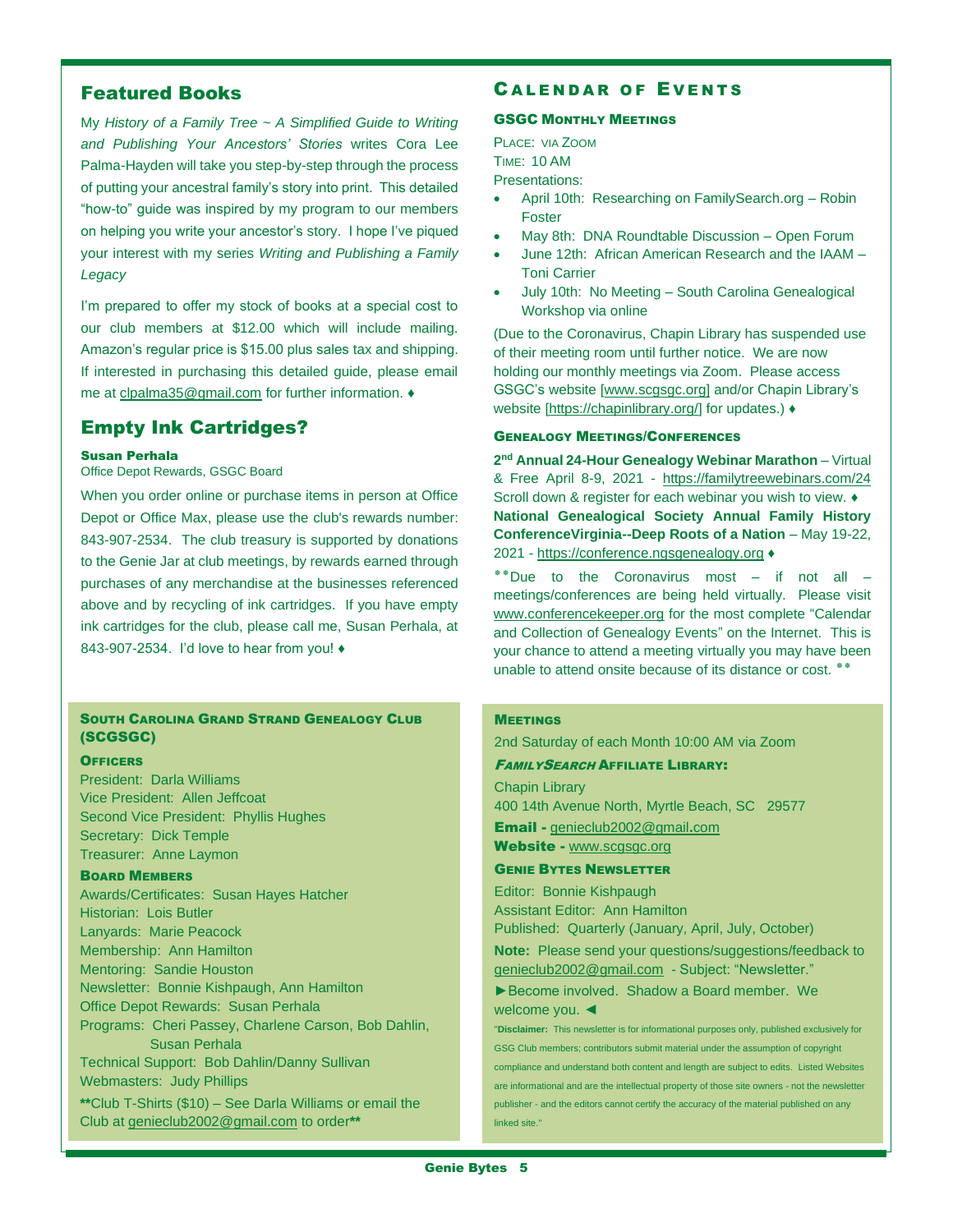## Featured Books

My *History of a Family Tree ~ A Simplified Guide to Writing and Publishing Your Ancestors' Stories* writes Cora Lee Palma-Hayden will take you step-by-step through the process of putting your ancestral family's story into print. This detailed "how-to" guide was inspired by my program to our members on helping you write your ancestor's story. I hope I've piqued your interest with my series *Writing and Publishing a Family Legacy*

I'm prepared to offer my stock of books at a special cost to our club members at $12.00 which will include mailing. Amazon's regular price is $15.00 plus sales tax and shipping. If interested in purchasing this detailed guide, please email me at clpalma35@gmail.com for further information. ♦

## Empty Ink Cartridges?

**Susan Perhala**
Office Depot Rewards, GSGC Board

When you order online or purchase items in person at Office Depot or Office Max, please use the club's rewards number: 843-907-2534. The club treasury is supported by donations to the Genie Jar at club meetings, by rewards earned through purchases of any merchandise at the businesses referenced above and by recycling of ink cartridges. If you have empty ink cartridges for the club, please call me, Susan Perhala, at 843-907-2534. I'd love to hear from you! ♦

## Calendar of Events

### GSGC Monthly Meetings

Place: via Zoom
Time: 10 AM
Presentations:

- April 10th: Researching on FamilySearch.org – Robin Foster
- May 8th: DNA Roundtable Discussion – Open Forum
- June 12th: African American Research and the IAAM – Toni Carrier
- July 10th: No Meeting – South Carolina Genealogical Workshop via online

(Due to the Coronavirus, Chapin Library has suspended use of their meeting room until further notice. We are now holding our monthly meetings via Zoom. Please access GSGC's website [www.scgsgc.org] and/or Chapin Library's website [https://chapinlibrary.org/] for updates.) ♦

### Genealogy Meetings/Conferences

**2nd Annual 24-Hour Genealogy Webinar Marathon** – Virtual & Free April 8-9, 2021 - https://familytreewebinars.com/24 Scroll down & register for each webinar you wish to view. ♦ **National Genealogical Society Annual Family History ConferenceVirginia--Deep Roots of a Nation** – May 19-22, 2021 - https://conference.ngsgenealogy.org ♦

**Due to the Coronavirus most – if not all – meetings/conferences are being held virtually. Please visit www.conferencekeeper.org for the most complete "Calendar and Collection of Genealogy Events" on the Internet. This is your chance to attend a meeting virtually you may have been unable to attend onsite because of its distance or cost. **

### South Carolina Grand Strand Genealogy Club (SCGSGC)

**Officers**

President: Darla Williams
Vice President: Allen Jeffcoat
Second Vice President: Phyllis Hughes
Secretary: Dick Temple
Treasurer: Anne Laymon

**Board Members**

Awards/Certificates: Susan Hayes Hatcher
Historian: Lois Butler
Lanyards: Marie Peacock
Membership: Ann Hamilton
Mentoring: Sandie Houston
Newsletter: Bonnie Kishpaugh, Ann Hamilton
Office Depot Rewards: Susan Perhala
Programs: Cheri Passey, Charlene Carson, Bob Dahlin, Susan Perhala
Technical Support: Bob Dahlin/Danny Sullivan
Webmasters: Judy Phillips

**Club T-Shirts ($10) – See Darla Williams or email the Club at genieclub2002@gmail.com to order**

### Meetings

2nd Saturday of each Month 10:00 AM via Zoom

***FamilySearch* Affiliate Library:**

Chapin Library
400 14th Avenue North, Myrtle Beach, SC 29577

**Email -** genieclub2002@gmail.com
**Website -** www.scgsgc.org

### Genie Bytes Newsletter

Editor: Bonnie Kishpaugh
Assistant Editor: Ann Hamilton
Published: Quarterly (January, April, July, October)

**Note:** Please send your questions/suggestions/feedback to genieclub2002@gmail.com - Subject: "Newsletter."

►Become involved. Shadow a Board member. We welcome you. ◄

"**Disclaimer:** This newsletter is for informational purposes only, published exclusively for GSG Club members; contributors submit material under the assumption of copyright compliance and understand both content and length are subject to edits. Listed Websites are informational and are the intellectual property of those site owners - not the newsletter publisher - and the editors cannot certify the accuracy of the material published on any linked site."